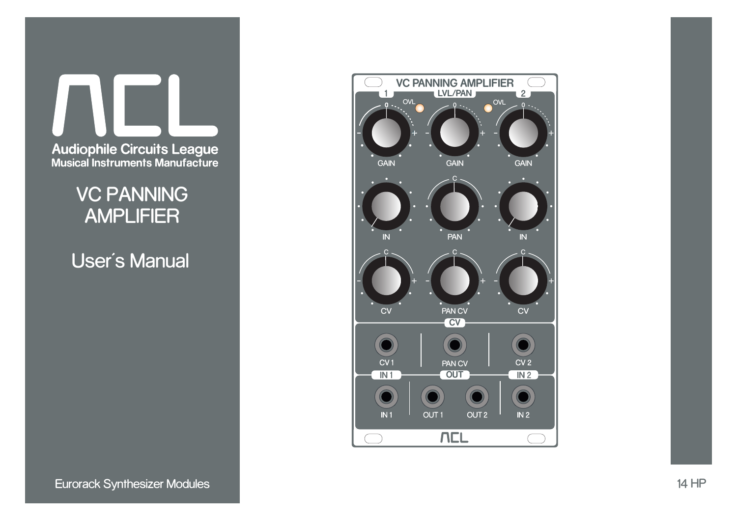# ACL

**Audiophile Circuits League**
**Musical Instruments Manufacture**

## VC PANNING AMPLIFIER

## User´s Manual

Eurorack Synthesizer Modules

14 HP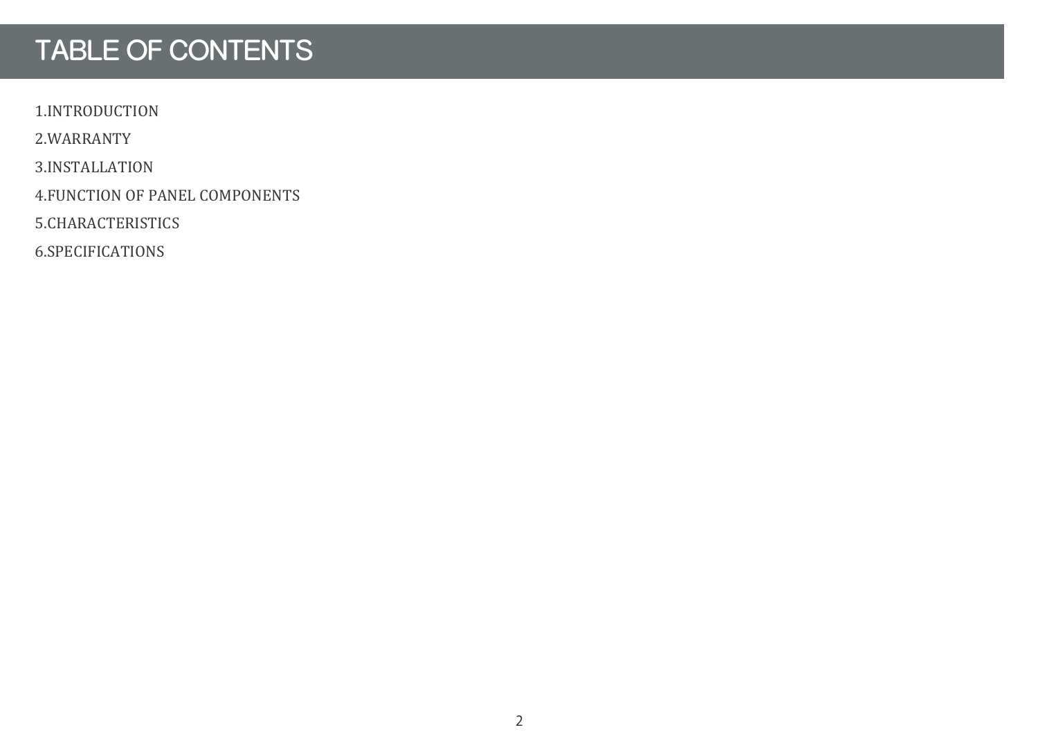# TABLE OF CONTENTS

1.INTRODUCTION

2.WARRANTY

3.INSTALLATION

4.FUNCTION OF PANEL COMPONENTS

5.CHARACTERISTICS

6.SPECIFICATIONS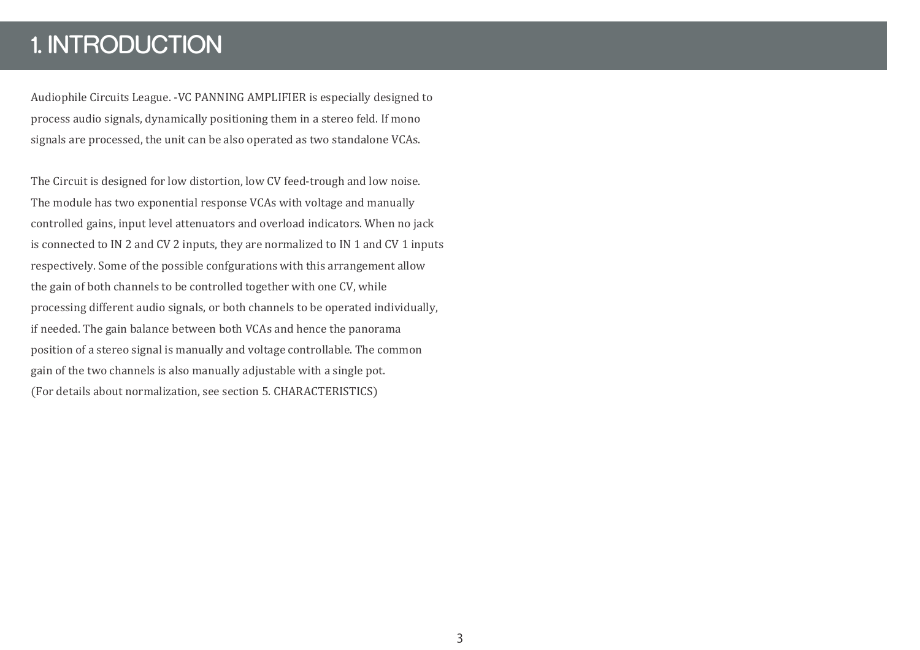# 1. INTRODUCTION

Audiophile Circuits League. -VC PANNING AMPLIFIER is especially designed to process audio signals, dynamically positioning them in a stereo feld. If mono signals are processed, the unit can be also operated as two standalone VCAs.

The Circuit is designed for low distortion, low CV feed-trough and low noise. The module has two exponential response VCAs with voltage and manually controlled gains, input level attenuators and overload indicators. When no jack is connected to IN 2 and CV 2 inputs, they are normalized to IN 1 and CV 1 inputs respectively. Some of the possible confgurations with this arrangement allow the gain of both channels to be controlled together with one CV, while processing different audio signals, or both channels to be operated individually, if needed. The gain balance between both VCAs and hence the panorama position of a stereo signal is manually and voltage controllable. The common gain of the two channels is also manually adjustable with a single pot. (For details about normalization, see section 5. CHARACTERISTICS)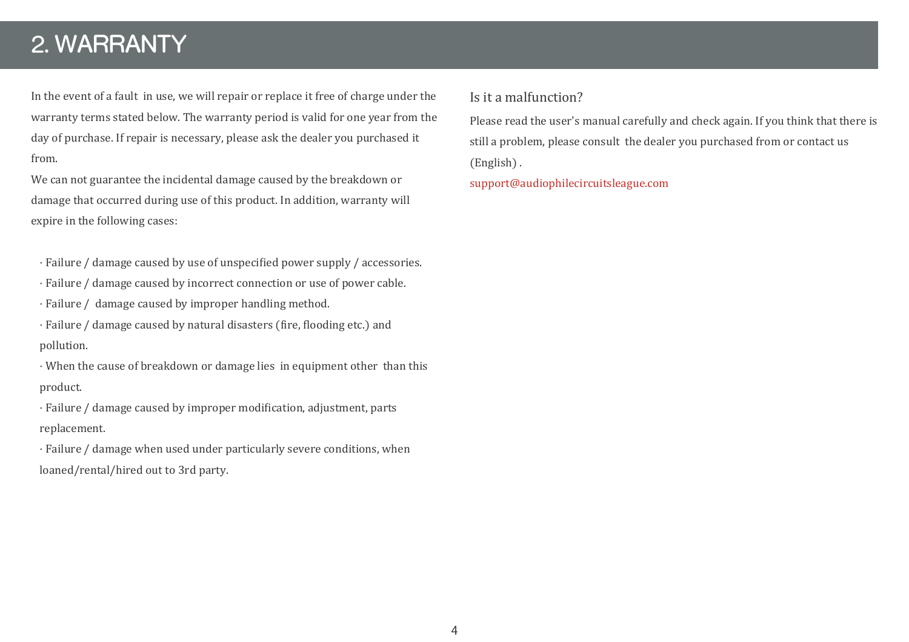# 2. WARRANTY

In the event of a fault in use, we will repair or replace it free of charge under the warranty terms stated below. The warranty period is valid for one year from the day of purchase. If repair is necessary, please ask the dealer you purchased it from.

We can not guarantee the incidental damage caused by the breakdown or damage that occurred during use of this product. In addition, warranty will expire in the following cases:

- Failure / damage caused by use of unspecified power supply / accessories.
- Failure / damage caused by incorrect connection or use of power cable.
- Failure / damage caused by improper handling method.
- Failure / damage caused by natural disasters (fire, flooding etc.) and pollution.
- When the cause of breakdown or damage lies in equipment other than this product.
- Failure / damage caused by improper modification, adjustment, parts replacement.
- Failure / damage when used under particularly severe conditions, when loaned/rental/hired out to 3rd party.

## Is it a malfunction?

Please read the user's manual carefully and check again. If you think that there is still a problem, please consult the dealer you purchased from or contact us (English) .

support@audiophilecircuitsleague.com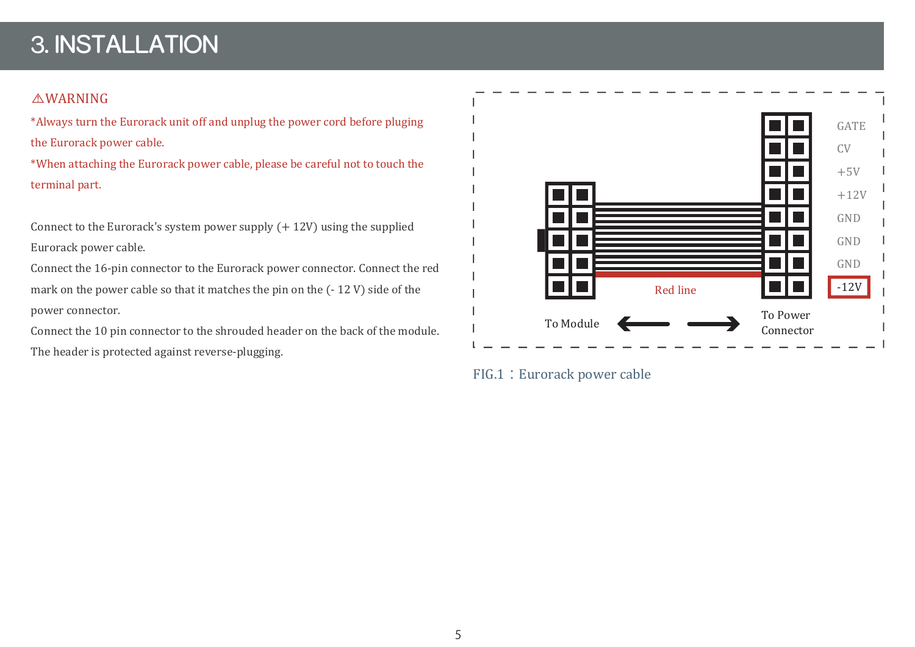# 3. INSTALLATION

⚠WARNING

*Always turn the Eurorack unit off and unplug the power cord before pluging the Eurorack power cable.

*When attaching the Eurorack power cable, please be careful not to touch the terminal part.

Connect to the Eurorack's system power supply (+ 12V) using the supplied Eurorack power cable.

Connect the 16-pin connector to the Eurorack power connector. Connect the red mark on the power cable so that it matches the pin on the (- 12 V) side of the power connector.

Connect the 10 pin connector to the shrouded header on the back of the module. The header is protected against reverse-plugging.

GATE
CV
+5V
+12V
GND
GND
GND
-12V

Red line

To Module

To Power Connector

FIG.1：Eurorack power cable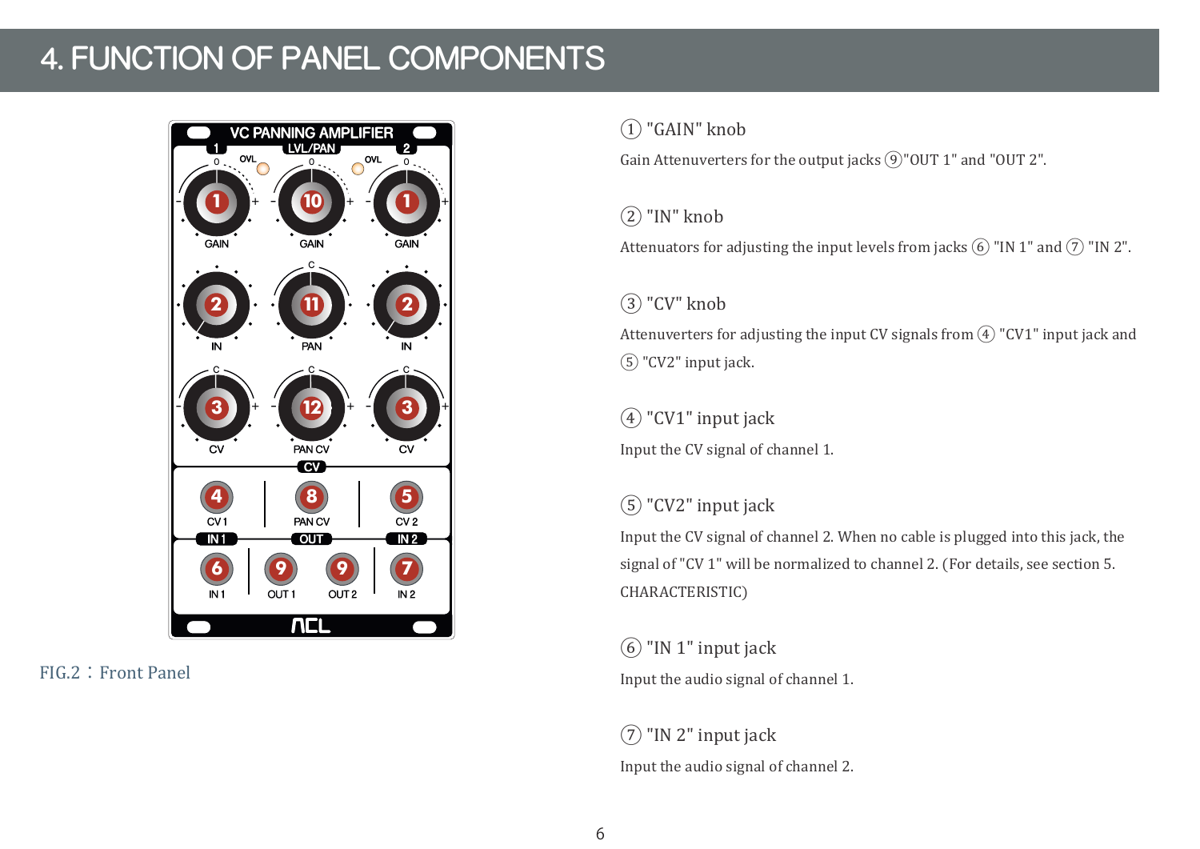# 4. FUNCTION OF PANEL COMPONENTS

FIG.2：Front Panel

① "GAIN" knob

Gain Attenuverters for the output jacks ⑨"OUT 1" and "OUT 2".

② "IN" knob

Attenuators for adjusting the input levels from jacks ⑥ "IN 1" and ⑦ "IN 2".

③ "CV" knob

Attenuverters for adjusting the input CV signals from ④ "CV1" input jack and ⑤ "CV2" input jack.

④ "CV1" input jack

Input the CV signal of channel 1.

⑤ "CV2" input jack

Input the CV signal of channel 2. When no cable is plugged into this jack, the signal of "CV 1" will be normalized to channel 2. (For details, see section 5. CHARACTERISTIC)

⑥ "IN 1" input jack

Input the audio signal of channel 1.

⑦ "IN 2" input jack

Input the audio signal of channel 2.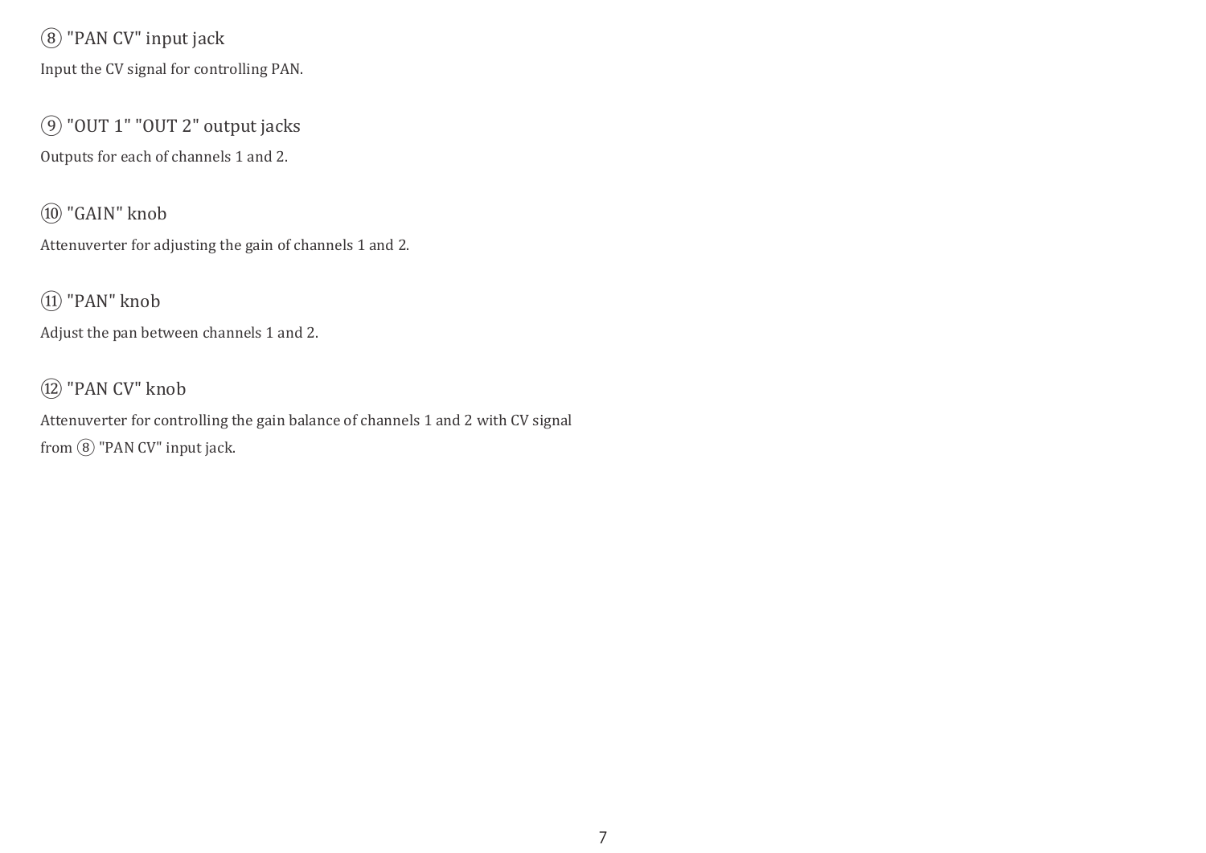### ⑧ "PAN CV" input jack

Input the CV signal for controlling PAN.

### ⑨ "OUT 1" "OUT 2" output jacks

Outputs for each of channels 1 and 2.

### ⑩ "GAIN" knob

Attenuverter for adjusting the gain of channels 1 and 2.

### ⑪ "PAN" knob

Adjust the pan between channels 1 and 2.

### ⑫ "PAN CV" knob

Attenuverter for controlling the gain balance of channels 1 and 2 with CV signal from ⑧ "PAN CV" input jack.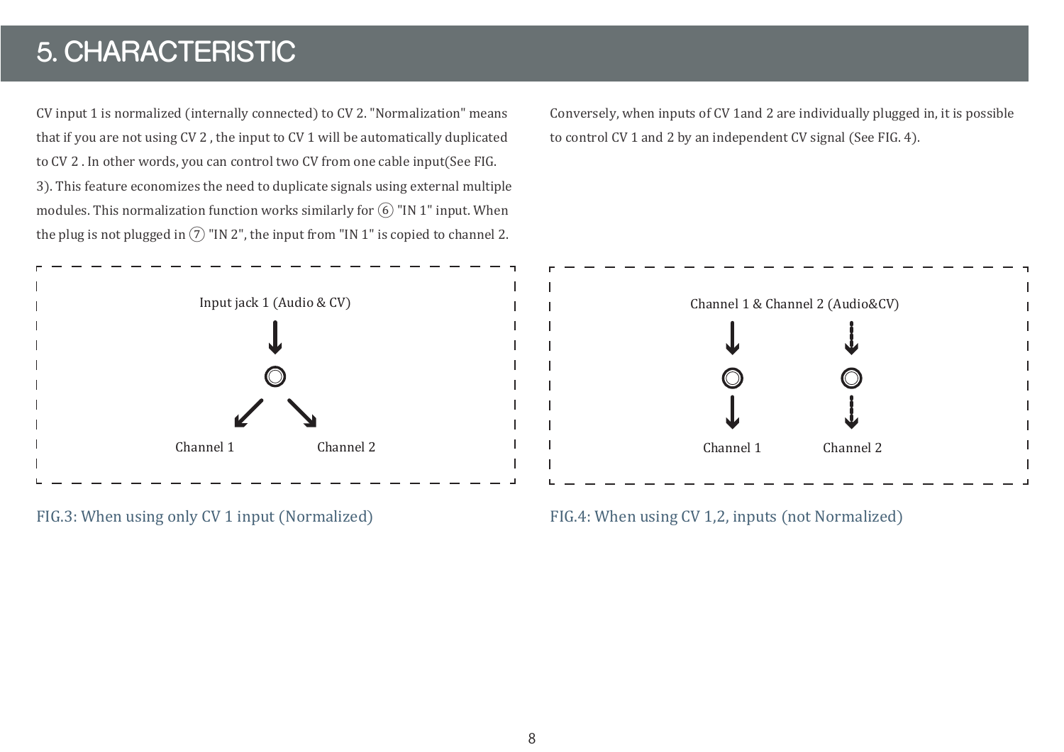# 5. CHARACTERISTIC

CV input 1 is normalized (internally connected) to CV 2. "Normalization" means that if you are not using CV 2 , the input to CV 1 will be automatically duplicated to CV 2 . In other words, you can control two CV from one cable input(See FIG. 3). This feature economizes the need to duplicate signals using external multiple modules. This normalization function works similarly for ⑥ "IN 1" input. When the plug is not plugged in ⑦ "IN 2", the input from "IN 1" is copied to channel 2.

Conversely, when inputs of CV 1and 2 are individually plugged in, it is possible to control CV 1 and 2 by an independent CV signal (See FIG. 4).

Input jack 1 (Audio & CV)

Channel 1

Channel 2

FIG.3: When using only CV 1 input (Normalized)

Channel 1 & Channel 2 (Audio&CV)

Channel 1

Channel 2

FIG.4: When using CV 1,2, inputs (not Normalized)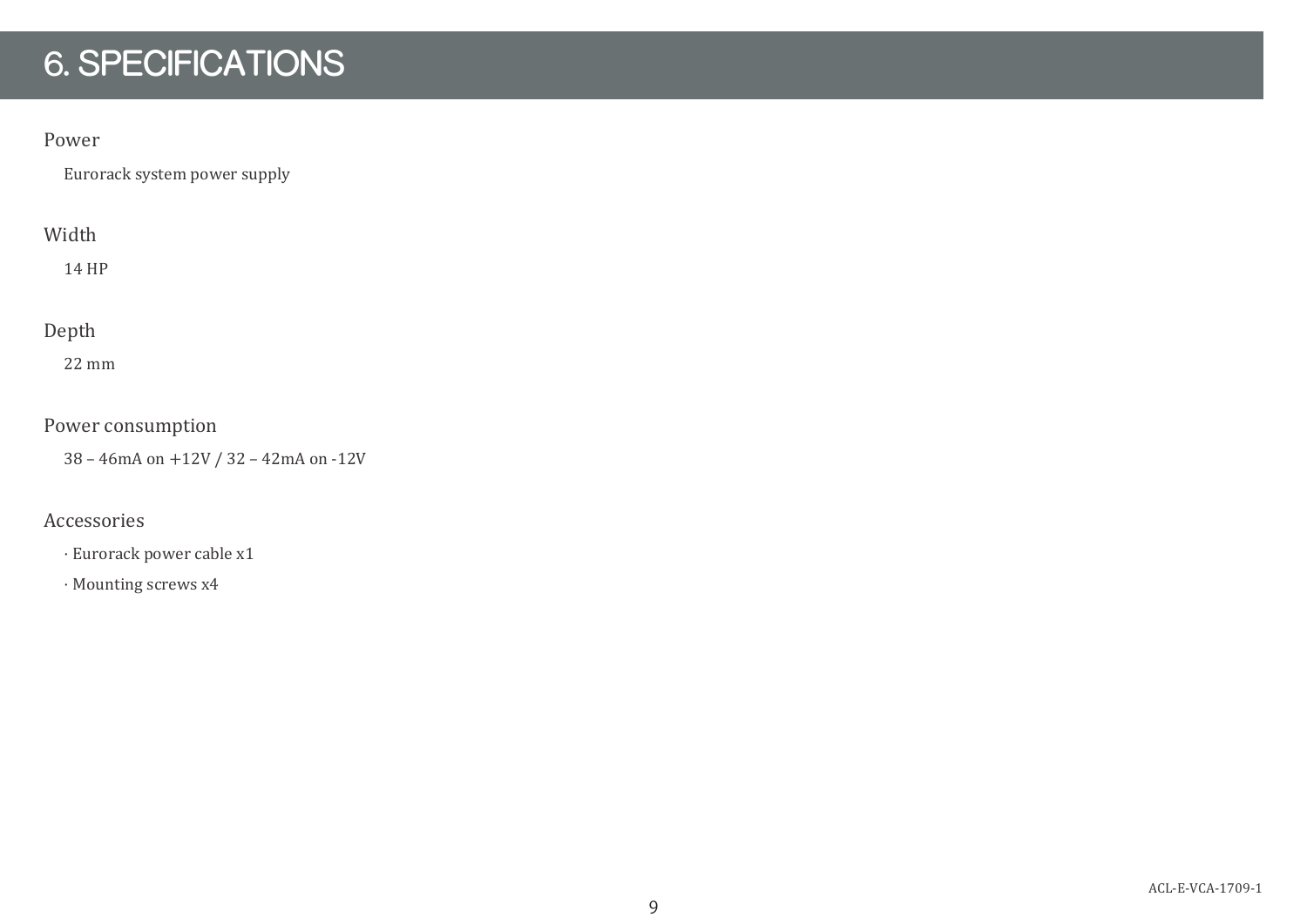# 6. SPECIFICATIONS

Power

Eurorack system power supply

Width

14 HP

Depth

22 mm

Power consumption

38 – 46mA on +12V / 32 – 42mA on -12V

Accessories

· Eurorack power cable x1

· Mounting screws x4

ACL-E-VCA-1709-1